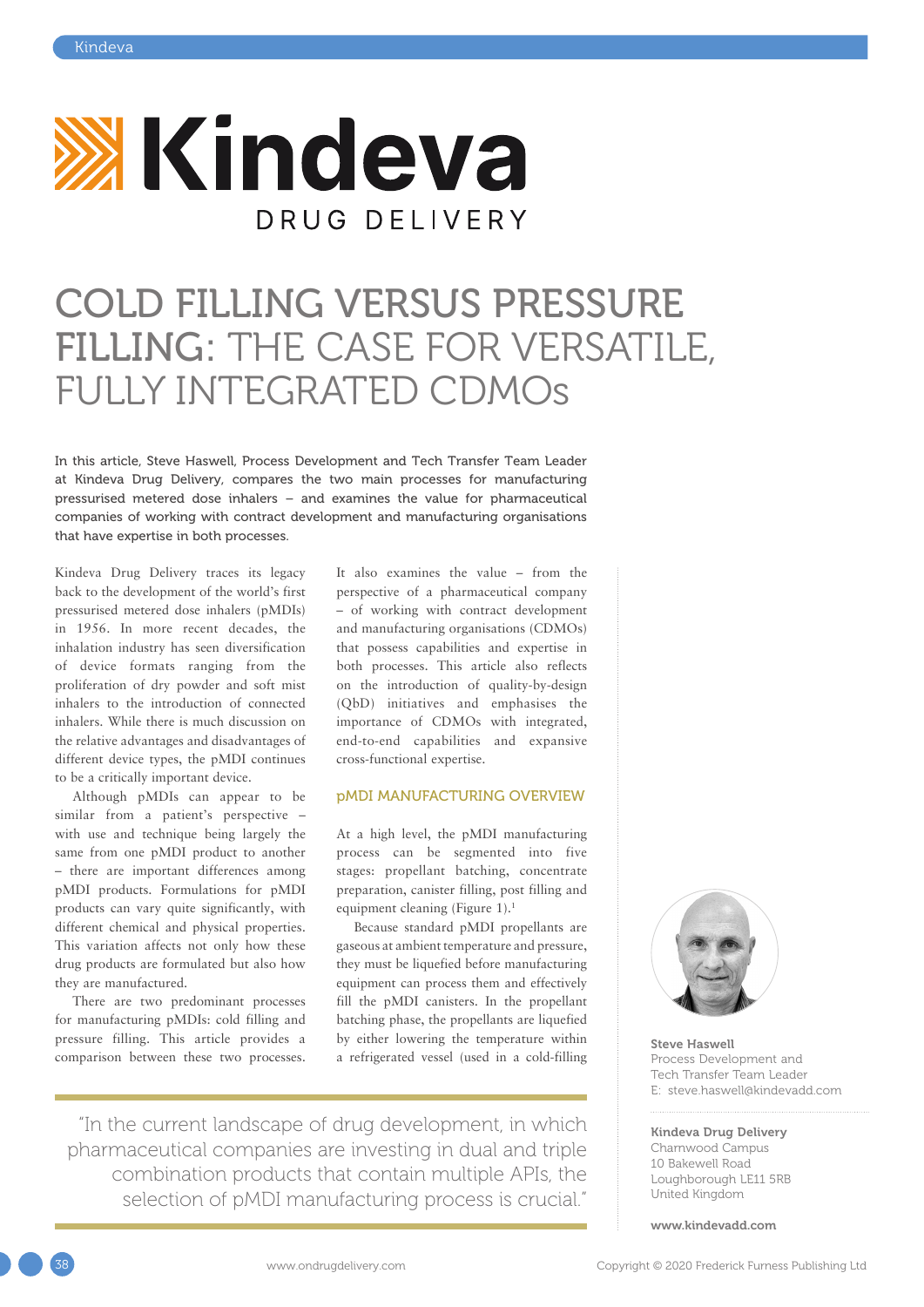# COLD FILLING VERSUS PRESSURE FILLING: THE CASE FOR VERSATILE, FULLY INTEGRATED CDMOs

**In this article, Steve Haswell, Process Development and Tech Transfer Team Leader at Kindeva Drug Delivery, compares the two main processes for manufacturing pressurised metered dose inhalers – and examines the value for pharmaceutical companies of working with contract development and manufacturing organisations that have expertise in both processes.**

Kindeva Drug Delivery traces its legacy back to the development of the world's first pressurised metered dose inhalers (pMDIs) in 1956. In more recent decades, the inhalation industry has seen diversification of device formats ranging from the proliferation of dry powder and soft mist inhalers to the introduction of connected inhalers. While there is much discussion on the relative advantages and disadvantages of different device types, the pMDI continues to be a critically important device.

Although pMDIs can appear to be similar from a patient's perspective – with use and technique being largely the same from one pMDI product to another – there are important differences among pMDI products. Formulations for pMDI products can vary quite significantly, with different chemical and physical properties. This variation affects not only how these drug products are formulated but also how they are manufactured.

There are two predominant processes for manufacturing pMDIs: cold filling and pressure filling. This article provides a comparison between these two processes. It also examines the value – from the perspective of a pharmaceutical company – of working with contract development and manufacturing organisations (CDMOs) that possess capabilities and expertise in both processes. This article also reflects on the introduction of quality-by-design (QbD) initiatives and emphasises the importance of CDMOs with integrated, end-to-end capabilities and expansive cross-functional expertise.

## pMDI MANUFACTURING OVERVIEW

At a high level, the pMDI manufacturing process can be segmented into five stages: propellant batching, concentrate preparation, canister filling, post filling and equipment cleaning (Figure 1).[1]

Because standard pMDI propellants are gaseous at ambient temperature and pressure, they must be liquefied before manufacturing equipment can process them and effectively fill the pMDI canisters. In the propellant batching phase, the propellants are liquefied by either lowering the temperature within a refrigerated vessel (used in a cold-filling

> "In the current landscape of drug development, in which pharmaceutical companies are investing in dual and triple combination products that contain multiple APIs, the selection of pMDI manufacturing process is crucial."

**Steve Haswell**
Process Development and Tech Transfer Team Leader
E: steve.haswell@kindevadd.com

**Kindeva Drug Delivery**
Charnwood Campus
10 Bakewell Road
Loughborough LE11 5RB
United Kingdom

**www.kindevadd.com**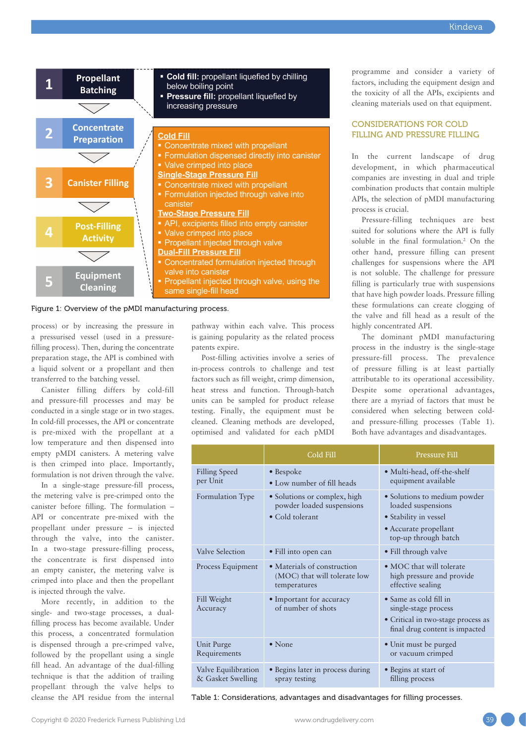| | |
|---|---|
| **1 Propellant Batching** | • **Cold fill:** propellant liquefied by chilling below boiling point<br>• **Pressure fill:** propellant liquefied by increasing pressure |
| **2 Concentrate Preparation** | |
| **3 Canister Filling** | **Cold Fill**<br>• Concentrate mixed with propellant<br>• Formulation dispensed directly into canister<br>• Valve crimped into place<br>**Single-Stage Pressure Fill**<br>• Concentrate mixed with propellant<br>• Formulation injected through valve into canister<br>**Two-Stage Pressure Fill**<br>• API, excipients filled into empty canister<br>• Valve crimped into place<br>• Propellant injected through valve<br>**Dual-Fill Pressure Fill**<br>• Concentrated formulation injected through valve into canister<br>• Propellant injected through valve, using the same single-fill head |
| **4 Post-Filling Activity** | |
| **5 Equipment Cleaning** | |

Figure 1: Overview of the pMDI manufacturing process.

process) or by increasing the pressure in a pressurised vessel (used in a pressure-filling process). Then, during the concentrate preparation stage, the API is combined with a liquid solvent or a propellant and then transferred to the batching vessel.

Canister filling differs by cold-fill and pressure-fill processes and may be conducted in a single stage or in two stages. In cold-fill processes, the API or concentrate is pre-mixed with the propellant at a low temperature and then dispensed into empty pMDI canisters. A metering valve is then crimped into place. Importantly, formulation is not driven through the valve.

In a single-stage pressure-fill process, the metering valve is pre-crimped onto the canister before filling. The formulation – API or concentrate pre-mixed with the propellant under pressure – is injected through the valve, into the canister. In a two-stage pressure-filling process, the concentrate is first dispensed into an empty canister, the metering valve is crimped into place and then the propellant is injected through the valve.

More recently, in addition to the single- and two-stage processes, a dual-filling process has become available. Under this process, a concentrated formulation is dispensed through a pre-crimped valve, followed by the propellant using a single fill head. An advantage of the dual-filling technique is that the addition of trailing propellant through the valve helps to cleanse the API residue from the internal pathway within each valve. This process is gaining popularity as the related process patents expire.

Post-filling activities involve a series of in-process controls to challenge and test factors such as fill weight, crimp dimension, heat stress and function. Through-batch units can be sampled for product release testing. Finally, the equipment must be cleaned. Cleaning methods are developed, optimised and validated for each pMDI programme and consider a variety of factors, including the equipment design and the toxicity of all the APIs, excipients and cleaning materials used on that equipment.

## CONSIDERATIONS FOR COLD FILLING AND PRESSURE FILLING

In the current landscape of drug development, in which pharmaceutical companies are investing in dual and triple combination products that contain multiple APIs, the selection of pMDI manufacturing process is crucial.

Pressure-filling techniques are best suited for solutions where the API is fully soluble in the final formulation.[2] On the other hand, pressure filling can present challenges for suspensions where the API is not soluble. The challenge for pressure filling is particularly true with suspensions that have high powder loads. Pressure filling these formulations can create clogging of the valve and fill head as a result of the highly concentrated API.

The dominant pMDI manufacturing process in the industry is the single-stage pressure-fill process. The prevalence of pressure filling is at least partially attributable to its operational accessibility. Despite some operational advantages, there are a myriad of factors that must be considered when selecting between cold- and pressure-filling processes (Table 1). Both have advantages and disadvantages.

| | Cold Fill | Pressure Fill |
|---|---|---|
| Filling Speed per Unit | • Bespoke<br>• Low number of fill heads | • Multi-head, off-the-shelf equipment available |
| Formulation Type | • Solutions or complex, high powder loaded suspensions<br>• Cold tolerant | • Solutions to medium powder loaded suspensions<br>• Stability in vessel<br>• Accurate propellant top-up through batch |
| Valve Selection | • Fill into open can | • Fill through valve |
| Process Equipment | • Materials of construction (MOC) that will tolerate low temperatures | • MOC that will tolerate high pressure and provide effective sealing |
| Fill Weight Accuracy | • Important for accuracy of number of shots | • Same as cold fill in single-stage process<br>• Critical in two-stage process as final drug content is impacted |
| Unit Purge Requirements | • None | • Unit must be purged or vacuum crimped |
| Valve Equilibration & Gasket Swelling | • Begins later in process during spray testing | • Begins at start of filling process |

Table 1: Considerations, advantages and disadvantages for filling processes.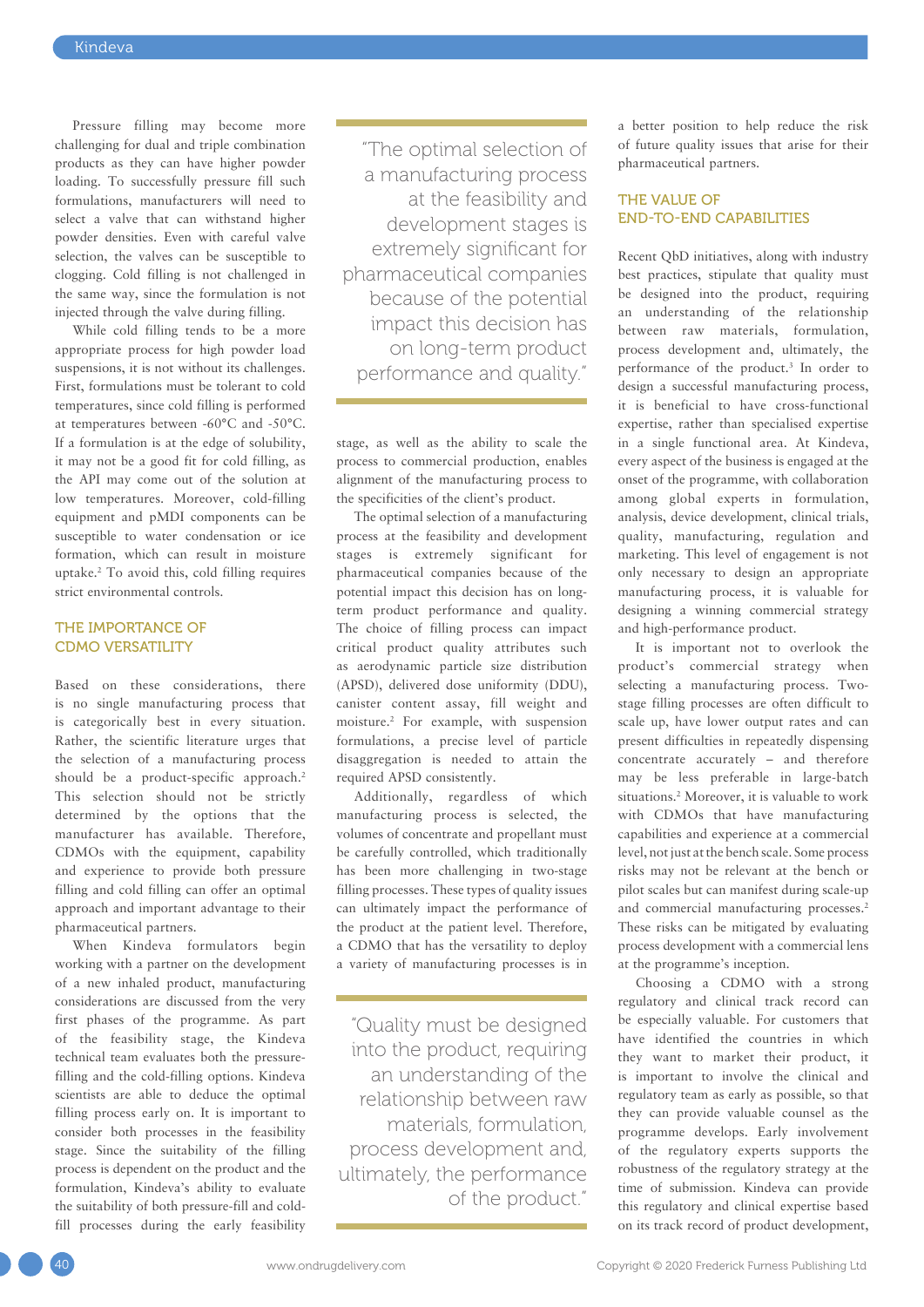Pressure filling may become more challenging for dual and triple combination products as they can have higher powder loading. To successfully pressure fill such formulations, manufacturers will need to select a valve that can withstand higher powder densities. Even with careful valve selection, the valves can be susceptible to clogging. Cold filling is not challenged in the same way, since the formulation is not injected through the valve during filling.

While cold filling tends to be a more appropriate process for high powder load suspensions, it is not without its challenges. First, formulations must be tolerant to cold temperatures, since cold filling is performed at temperatures between -60°C and -50°C. If a formulation is at the edge of solubility, it may not be a good fit for cold filling, as the API may come out of the solution at low temperatures. Moreover, cold-filling equipment and pMDI components can be susceptible to water condensation or ice formation, which can result in moisture uptake.[2] To avoid this, cold filling requires strict environmental controls.

## THE IMPORTANCE OF CDMO VERSATILITY

Based on these considerations, there is no single manufacturing process that is categorically best in every situation. Rather, the scientific literature urges that the selection of a manufacturing process should be a product-specific approach.[2] This selection should not be strictly determined by the options that the manufacturer has available. Therefore, CDMOs with the equipment, capability and experience to provide both pressure filling and cold filling can offer an optimal approach and important advantage to their pharmaceutical partners.

When Kindeva formulators begin working with a partner on the development of a new inhaled product, manufacturing considerations are discussed from the very first phases of the programme. As part of the feasibility stage, the Kindeva technical team evaluates both the pressure-filling and the cold-filling options. Kindeva scientists are able to deduce the optimal filling process early on. It is important to consider both processes in the feasibility stage. Since the suitability of the filling process is dependent on the product and the formulation, Kindeva's ability to evaluate the suitability of both pressure-fill and cold-fill processes during the early feasibility stage, as well as the ability to scale the process to commercial production, enables alignment of the manufacturing process to the specificities of the client's product.

> "The optimal selection of a manufacturing process at the feasibility and development stages is extremely significant for pharmaceutical companies because of the potential impact this decision has on long-term product performance and quality."

The optimal selection of a manufacturing process at the feasibility and development stages is extremely significant for pharmaceutical companies because of the potential impact this decision has on long-term product performance and quality. The choice of filling process can impact critical product quality attributes such as aerodynamic particle size distribution (APSD), delivered dose uniformity (DDU), canister content assay, fill weight and moisture.[2] For example, with suspension formulations, a precise level of particle disaggregation is needed to attain the required APSD consistently.

Additionally, regardless of which manufacturing process is selected, the volumes of concentrate and propellant must be carefully controlled, which traditionally has been more challenging in two-stage filling processes. These types of quality issues can ultimately impact the performance of the product at the patient level. Therefore, a CDMO that has the versatility to deploy a variety of manufacturing processes is in a better position to help reduce the risk of future quality issues that arise for their pharmaceutical partners.

> "Quality must be designed into the product, requiring an understanding of the relationship between raw materials, formulation, process development and, ultimately, the performance of the product."

## THE VALUE OF END-TO-END CAPABILITIES

Recent QbD initiatives, along with industry best practices, stipulate that quality must be designed into the product, requiring an understanding of the relationship between raw materials, formulation, process development and, ultimately, the performance of the product.[3] In order to design a successful manufacturing process, it is beneficial to have cross-functional expertise, rather than specialised expertise in a single functional area. At Kindeva, every aspect of the business is engaged at the onset of the programme, with collaboration among global experts in formulation, analysis, device development, clinical trials, quality, manufacturing, regulation and marketing. This level of engagement is not only necessary to design an appropriate manufacturing process, it is valuable for designing a winning commercial strategy and high-performance product.

It is important not to overlook the product's commercial strategy when selecting a manufacturing process. Two-stage filling processes are often difficult to scale up, have lower output rates and can present difficulties in repeatedly dispensing concentrate accurately – and therefore may be less preferable in large-batch situations.[2] Moreover, it is valuable to work with CDMOs that have manufacturing capabilities and experience at a commercial level, not just at the bench scale. Some process risks may not be relevant at the bench or pilot scales but can manifest during scale-up and commercial manufacturing processes.[2] These risks can be mitigated by evaluating process development with a commercial lens at the programme's inception.

Choosing a CDMO with a strong regulatory and clinical track record can be especially valuable. For customers that have identified the countries in which they want to market their product, it is important to involve the clinical and regulatory team as early as possible, so that they can provide valuable counsel as the programme develops. Early involvement of the regulatory experts supports the robustness of the regulatory strategy at the time of submission. Kindeva can provide this regulatory and clinical expertise based on its track record of product development,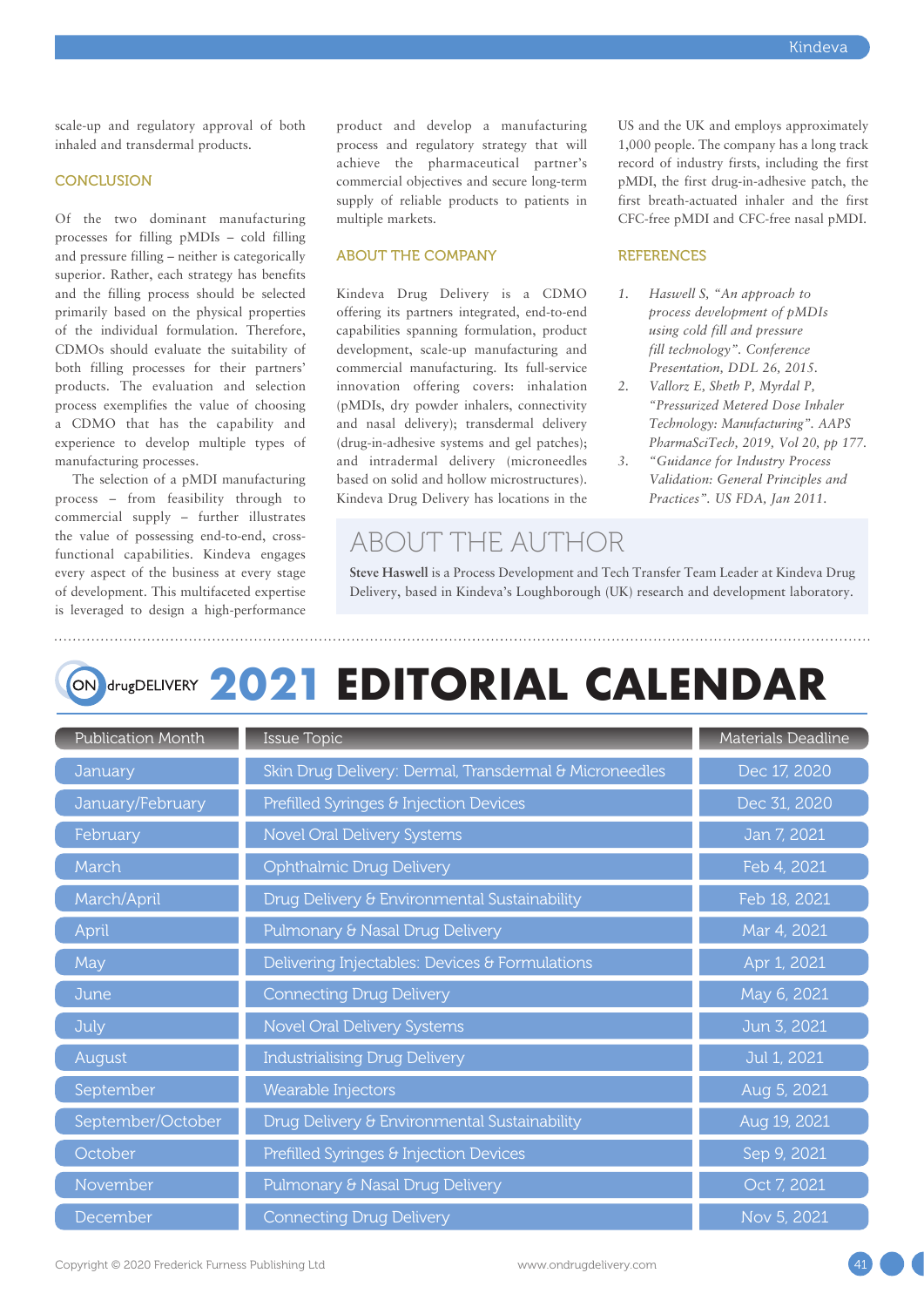scale-up and regulatory approval of both inhaled and transdermal products.

## CONCLUSION

Of the two dominant manufacturing processes for filling pMDIs – cold filling and pressure filling – neither is categorically superior. Rather, each strategy has benefits and the filling process should be selected primarily based on the physical properties of the individual formulation. Therefore, CDMOs should evaluate the suitability of both filling processes for their partners' products. The evaluation and selection process exemplifies the value of choosing a CDMO that has the capability and experience to develop multiple types of manufacturing processes.

The selection of a pMDI manufacturing process – from feasibility through to commercial supply – further illustrates the value of possessing end-to-end, cross-functional capabilities. Kindeva engages every aspect of the business at every stage of development. This multifaceted expertise is leveraged to design a high-performance product and develop a manufacturing process and regulatory strategy that will achieve the pharmaceutical partner's commercial objectives and secure long-term supply of reliable products to patients in multiple markets.

## ABOUT THE COMPANY

Kindeva Drug Delivery is a CDMO offering its partners integrated, end-to-end capabilities spanning formulation, product development, scale-up manufacturing and commercial manufacturing. Its full-service innovation offering covers: inhalation (pMDIs, dry powder inhalers, connectivity and nasal delivery); transdermal delivery (drug-in-adhesive systems and gel patches); and intradermal delivery (microneedles based on solid and hollow microstructures). Kindeva Drug Delivery has locations in the US and the UK and employs approximately 1,000 people. The company has a long track record of industry firsts, including the first pMDI, the first drug-in-adhesive patch, the first breath-actuated inhaler and the first CFC-free pMDI and CFC-free nasal pMDI.

## REFERENCES

1. *Haswell S, "An approach to process development of pMDIs using cold fill and pressure fill technology". Conference Presentation, DDL 26, 2015.*
2. *Vallorz E, Sheth P, Myrdal P, "Pressurized Metered Dose Inhaler Technology: Manufacturing". AAPS PharmaSciTech, 2019, Vol 20, pp 177.*
3. *"Guidance for Industry Process Validation: General Principles and Practices". US FDA, Jan 2011.*

## ABOUT THE AUTHOR

**Steve Haswell** is a Process Development and Tech Transfer Team Leader at Kindeva Drug Delivery, based in Kindeva's Loughborough (UK) research and development laboratory.

# ON drugDELIVERY 2021 EDITORIAL CALENDAR

| Publication Month | Issue Topic | Materials Deadline |
|---|---|---|
| January | Skin Drug Delivery: Dermal, Transdermal & Microneedles | Dec 17, 2020 |
| January/February | Prefilled Syringes & Injection Devices | Dec 31, 2020 |
| February | Novel Oral Delivery Systems | Jan 7, 2021 |
| March | Ophthalmic Drug Delivery | Feb 4, 2021 |
| March/April | Drug Delivery & Environmental Sustainability | Feb 18, 2021 |
| April | Pulmonary & Nasal Drug Delivery | Mar 4, 2021 |
| May | Delivering Injectables: Devices & Formulations | Apr 1, 2021 |
| June | Connecting Drug Delivery | May 6, 2021 |
| July | Novel Oral Delivery Systems | Jun 3, 2021 |
| August | Industrialising Drug Delivery | Jul 1, 2021 |
| September | Wearable Injectors | Aug 5, 2021 |
| September/October | Drug Delivery & Environmental Sustainability | Aug 19, 2021 |
| October | Prefilled Syringes & Injection Devices | Sep 9, 2021 |
| November | Pulmonary & Nasal Drug Delivery | Oct 7, 2021 |
| December | Connecting Drug Delivery | Nov 5, 2021 |